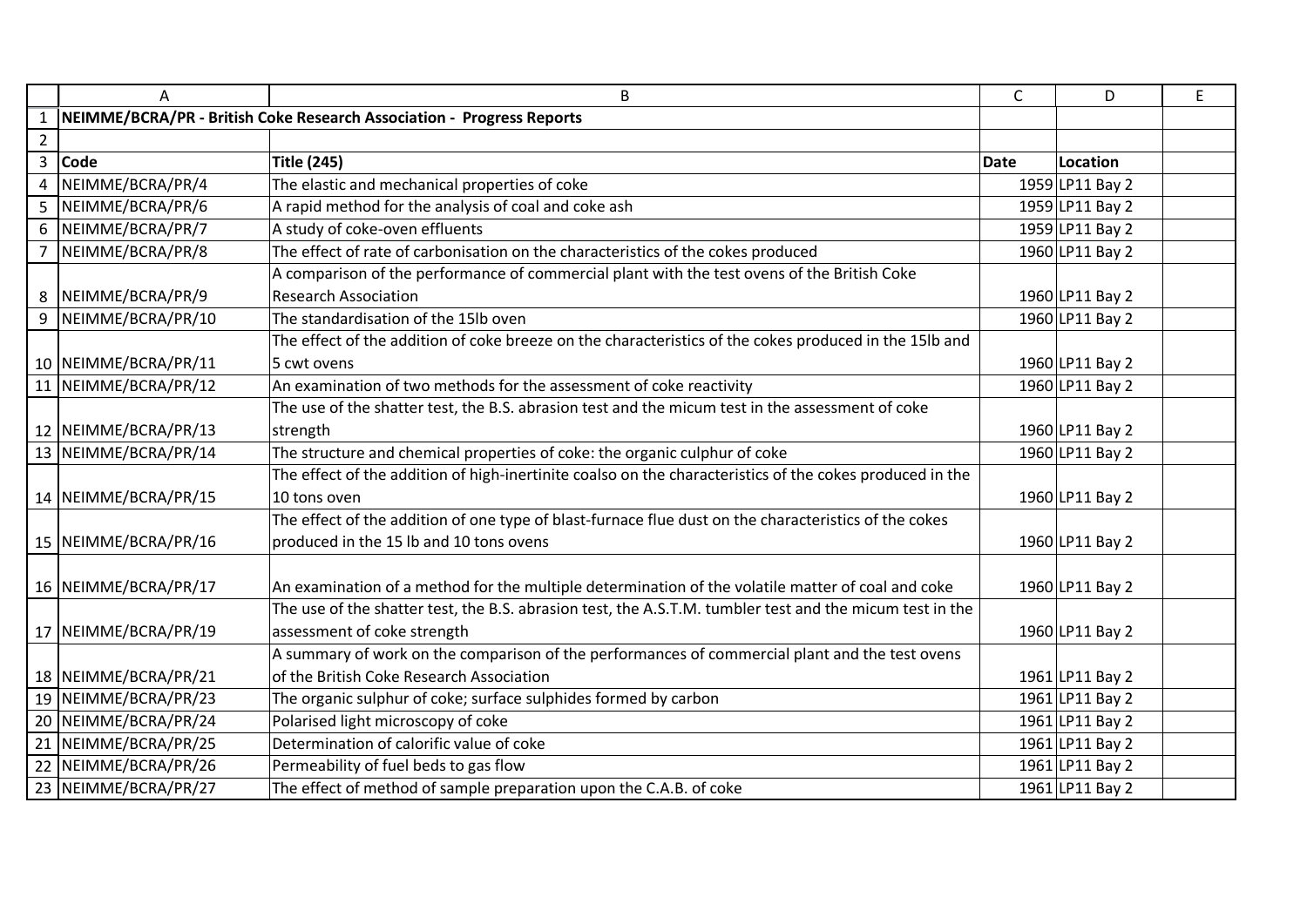# NEIMME/BCRA/PR - British Coke Research Association - Progress Reports

| Code | Title (245) | Date | Location |
|---|---|---|---|
| NEIMME/BCRA/PR/4 | The elastic and mechanical properties of coke | 1959 | LP11 Bay 2 |
| NEIMME/BCRA/PR/6 | A rapid method for the analysis of coal and coke ash | 1959 | LP11 Bay 2 |
| NEIMME/BCRA/PR/7 | A study of coke-oven effluents | 1959 | LP11 Bay 2 |
| NEIMME/BCRA/PR/8 | The effect of rate of carbonisation on the characteristics of the cokes produced | 1960 | LP11 Bay 2 |
| NEIMME/BCRA/PR/9 | A comparison of the performance of commercial plant with the test ovens of the British Coke Research Association | 1960 | LP11 Bay 2 |
| NEIMME/BCRA/PR/10 | The standardisation of the 15lb oven | 1960 | LP11 Bay 2 |
| NEIMME/BCRA/PR/11 | The effect of the addition of coke breeze on the characteristics of the cokes produced in the 15lb and 5 cwt ovens | 1960 | LP11 Bay 2 |
| NEIMME/BCRA/PR/12 | An examination of two methods for the assessment of coke reactivity | 1960 | LP11 Bay 2 |
| NEIMME/BCRA/PR/13 | The use of the shatter test, the B.S. abrasion test and the micum test in the assessment of coke strength | 1960 | LP11 Bay 2 |
| NEIMME/BCRA/PR/14 | The structure and chemical properties of coke: the organic culphur of coke | 1960 | LP11 Bay 2 |
| NEIMME/BCRA/PR/15 | The effect of the addition of high-inertinite coalso on the characteristics of the cokes produced in the 10 tons oven | 1960 | LP11 Bay 2 |
| NEIMME/BCRA/PR/16 | The effect of the addition of one type of blast-furnace flue dust on the characteristics of the cokes produced in the 15 lb and 10 tons ovens | 1960 | LP11 Bay 2 |
| NEIMME/BCRA/PR/17 | An examination of a method for the multiple determination of the volatile matter of coal and coke | 1960 | LP11 Bay 2 |
| NEIMME/BCRA/PR/19 | The use of the shatter test, the B.S. abrasion test, the A.S.T.M. tumbler test and the micum test in the assessment of coke strength | 1960 | LP11 Bay 2 |
| NEIMME/BCRA/PR/21 | A summary of work on the comparison of the performances of commercial plant and the test ovens of the British Coke Research Association | 1961 | LP11 Bay 2 |
| NEIMME/BCRA/PR/23 | The organic sulphur of coke; surface sulphides formed by carbon | 1961 | LP11 Bay 2 |
| NEIMME/BCRA/PR/24 | Polarised light microscopy of coke | 1961 | LP11 Bay 2 |
| NEIMME/BCRA/PR/25 | Determination of calorific value of coke | 1961 | LP11 Bay 2 |
| NEIMME/BCRA/PR/26 | Permeability of fuel beds to gas flow | 1961 | LP11 Bay 2 |
| NEIMME/BCRA/PR/27 | The effect of method of sample preparation upon the C.A.B. of coke | 1961 | LP11 Bay 2 |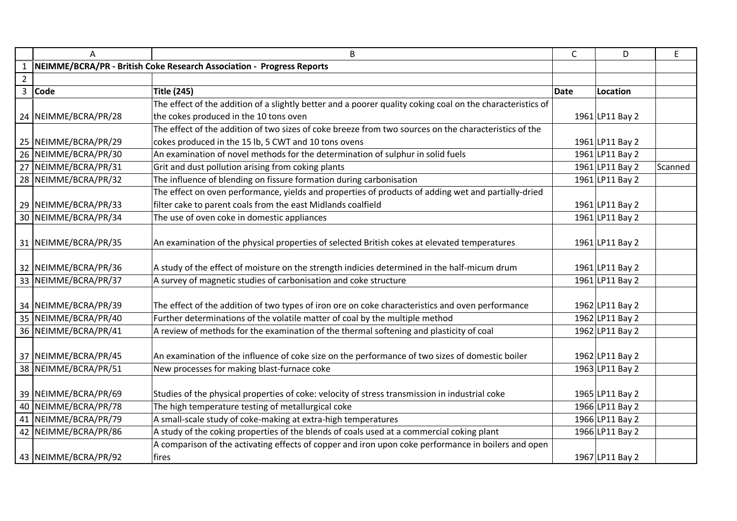|  | A | B | C | D | E |
|---|---|---|---|---|---|
| 1 | **NEIMME/BCRA/PR - British Coke Research Association - Progress Reports** | | | | |
| 2 | | | | | |
| 3 | **Code** | **Title (245)** | **Date** | **Location** | |
| 24 | NEIMME/BCRA/PR/28 | The effect of the addition of a slightly better and a poorer quality coking coal on the characteristics of the cokes produced in the 10 tons oven | 1961 | LP11 Bay 2 | |
| 25 | NEIMME/BCRA/PR/29 | The effect of the addition of two sizes of coke breeze from two sources on the characteristics of the cokes produced in the 15 lb, 5 CWT and 10 tons ovens | 1961 | LP11 Bay 2 | |
| 26 | NEIMME/BCRA/PR/30 | An examination of novel methods for the determination of sulphur in solid fuels | 1961 | LP11 Bay 2 | |
| 27 | NEIMME/BCRA/PR/31 | Grit and dust pollution arising from coking plants | 1961 | LP11 Bay 2 | Scanned |
| 28 | NEIMME/BCRA/PR/32 | The influence of blending on fissure formation during carbonisation | 1961 | LP11 Bay 2 | |
| 29 | NEIMME/BCRA/PR/33 | The effect on oven performance, yields and properties of products of adding wet and partially-dried filter cake to parent coals from the east Midlands coalfield | 1961 | LP11 Bay 2 | |
| 30 | NEIMME/BCRA/PR/34 | The use of oven coke in domestic appliances | 1961 | LP11 Bay 2 | |
| 31 | NEIMME/BCRA/PR/35 | An examination of the physical properties of selected British cokes at elevated temperatures | 1961 | LP11 Bay 2 | |
| 32 | NEIMME/BCRA/PR/36 | A study of the effect of moisture on the strength indicies determined in the half-micum drum | 1961 | LP11 Bay 2 | |
| 33 | NEIMME/BCRA/PR/37 | A survey of magnetic studies of carbonisation and coke structure | 1961 | LP11 Bay 2 | |
| 34 | NEIMME/BCRA/PR/39 | The effect of the addition of two types of iron ore on coke characteristics and oven performance | 1962 | LP11 Bay 2 | |
| 35 | NEIMME/BCRA/PR/40 | Further determinations of the volatile matter of coal by the multiple method | 1962 | LP11 Bay 2 | |
| 36 | NEIMME/BCRA/PR/41 | A review of methods for the examination of the thermal softening and plasticity of coal | 1962 | LP11 Bay 2 | |
| 37 | NEIMME/BCRA/PR/45 | An examination of the influence of coke size on the performance of two sizes of domestic boiler | 1962 | LP11 Bay 2 | |
| 38 | NEIMME/BCRA/PR/51 | New processes for making blast-furnace coke | 1963 | LP11 Bay 2 | |
| 39 | NEIMME/BCRA/PR/69 | Studies of the physical properties of coke: velocity of stress transmission in industrial coke | 1965 | LP11 Bay 2 | |
| 40 | NEIMME/BCRA/PR/78 | The high temperature testing of metallurgical coke | 1966 | LP11 Bay 2 | |
| 41 | NEIMME/BCRA/PR/79 | A small-scale study of coke-making at extra-high temperatures | 1966 | LP11 Bay 2 | |
| 42 | NEIMME/BCRA/PR/86 | A study of the coking properties of the blends of coals used at a commercial coking plant | 1966 | LP11 Bay 2 | |
| 43 | NEIMME/BCRA/PR/92 | A comparison of the activating effects of copper and iron upon coke performance in boilers and open fires | 1967 | LP11 Bay 2 | |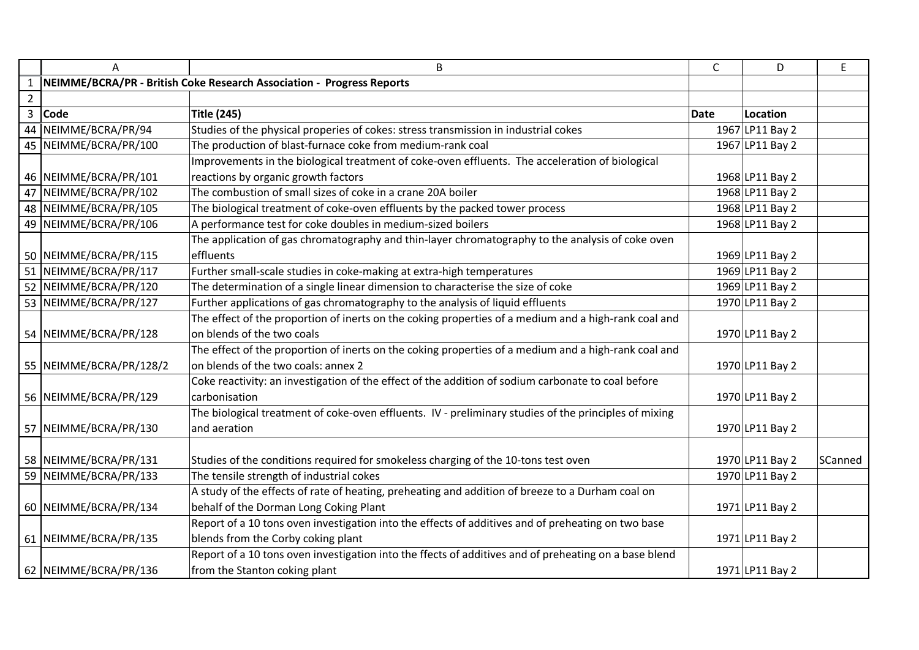| | A | B | C | D | E |
|---|---|---|---|---|---|
| 1 | **NEIMME/BCRA/PR - British Coke Research Association - Progress Reports** | | | | |
| 2 | | | | | |
| 3 | **Code** | **Title (245)** | **Date** | **Location** | |
| 44 | NEIMME/BCRA/PR/94 | Studies of the physical properies of cokes: stress transmission in industrial cokes | 1967 | LP11 Bay 2 | |
| 45 | NEIMME/BCRA/PR/100 | The production of blast-furnace coke from medium-rank coal | 1967 | LP11 Bay 2 | |
| 46 | NEIMME/BCRA/PR/101 | Improvements in the biological treatment of coke-oven effluents. The acceleration of biological reactions by organic growth factors | 1968 | LP11 Bay 2 | |
| 47 | NEIMME/BCRA/PR/102 | The combustion of small sizes of coke in a crane 20A boiler | 1968 | LP11 Bay 2 | |
| 48 | NEIMME/BCRA/PR/105 | The biological treatment of coke-oven effluents by the packed tower process | 1968 | LP11 Bay 2 | |
| 49 | NEIMME/BCRA/PR/106 | A performance test for coke doubles in medium-sized boilers | 1968 | LP11 Bay 2 | |
| 50 | NEIMME/BCRA/PR/115 | The application of gas chromatography and thin-layer chromatography to the analysis of coke oven effluents | 1969 | LP11 Bay 2 | |
| 51 | NEIMME/BCRA/PR/117 | Further small-scale studies in coke-making at extra-high temperatures | 1969 | LP11 Bay 2 | |
| 52 | NEIMME/BCRA/PR/120 | The determination of a single linear dimension to characterise the size of coke | 1969 | LP11 Bay 2 | |
| 53 | NEIMME/BCRA/PR/127 | Further applications of gas chromatography to the analysis of liquid effluents | 1970 | LP11 Bay 2 | |
| 54 | NEIMME/BCRA/PR/128 | The effect of the proportion of inerts on the coking properties of a medium and a high-rank coal and on blends of the two coals | 1970 | LP11 Bay 2 | |
| 55 | NEIMME/BCRA/PR/128/2 | The effect of the proportion of inerts on the coking properties of a medium and a high-rank coal and on blends of the two coals: annex 2 | 1970 | LP11 Bay 2 | |
| 56 | NEIMME/BCRA/PR/129 | Coke reactivity: an investigation of the effect of the addition of sodium carbonate to coal before carbonisation | 1970 | LP11 Bay 2 | |
| 57 | NEIMME/BCRA/PR/130 | The biological treatment of coke-oven effluents. IV - preliminary studies of the principles of mixing and aeration | 1970 | LP11 Bay 2 | |
| 58 | NEIMME/BCRA/PR/131 | Studies of the conditions required for smokeless charging of the 10-tons test oven | 1970 | LP11 Bay 2 | SCanned |
| 59 | NEIMME/BCRA/PR/133 | The tensile strength of industrial cokes | 1970 | LP11 Bay 2 | |
| 60 | NEIMME/BCRA/PR/134 | A study of the effects of rate of heating, preheating and addition of breeze to a Durham coal on behalf of the Dorman Long Coking Plant | 1971 | LP11 Bay 2 | |
| 61 | NEIMME/BCRA/PR/135 | Report of a 10 tons oven investigation into the effects of additives and of preheating on two base blends from the Corby coking plant | 1971 | LP11 Bay 2 | |
| 62 | NEIMME/BCRA/PR/136 | Report of a 10 tons oven investigation into the ffects of additives and of preheating on a base blend from the Stanton coking plant | 1971 | LP11 Bay 2 | |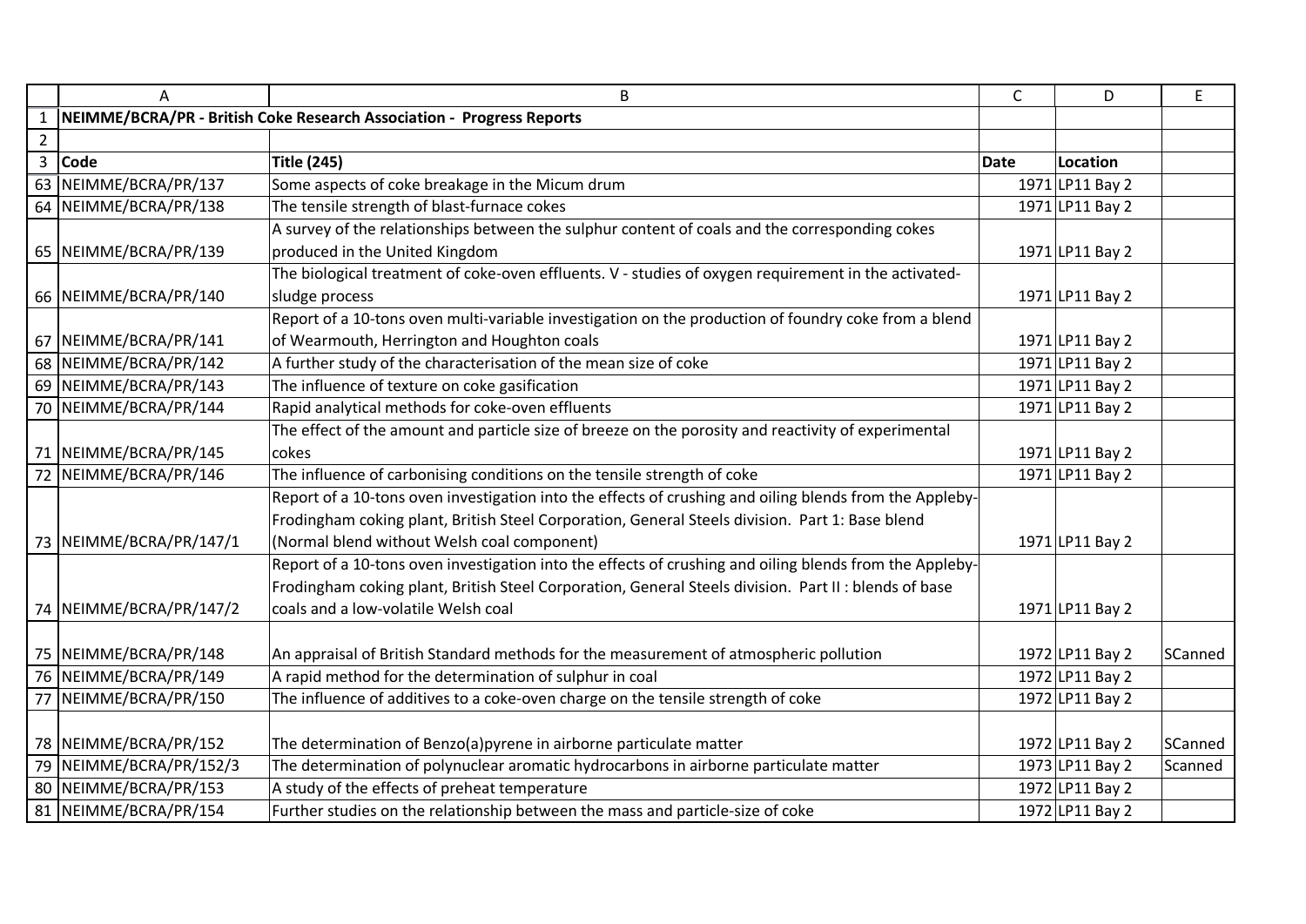| | A | B | C | D | E |
|---|---|---|---|---|---|
| 1 | **NEIMME/BCRA/PR - British Coke Research Association - Progress Reports** | | | | |
| 2 | | | | | |
| 3 | **Code** | **Title (245)** | **Date** | **Location** | |
| 63 | NEIMME/BCRA/PR/137 | Some aspects of coke breakage in the Micum drum | 1971 | LP11 Bay 2 | |
| 64 | NEIMME/BCRA/PR/138 | The tensile strength of blast-furnace cokes | 1971 | LP11 Bay 2 | |
| 65 | NEIMME/BCRA/PR/139 | A survey of the relationships between the sulphur content of coals and the corresponding cokes produced in the United Kingdom | 1971 | LP11 Bay 2 | |
| 66 | NEIMME/BCRA/PR/140 | The biological treatment of coke-oven effluents. V - studies of oxygen requirement in the activated-sludge process | 1971 | LP11 Bay 2 | |
| 67 | NEIMME/BCRA/PR/141 | Report of a 10-tons oven multi-variable investigation on the production of foundry coke from a blend of Wearmouth, Herrington and Houghton coals | 1971 | LP11 Bay 2 | |
| 68 | NEIMME/BCRA/PR/142 | A further study of the characterisation of the mean size of coke | 1971 | LP11 Bay 2 | |
| 69 | NEIMME/BCRA/PR/143 | The influence of texture on coke gasification | 1971 | LP11 Bay 2 | |
| 70 | NEIMME/BCRA/PR/144 | Rapid analytical methods for coke-oven effluents | 1971 | LP11 Bay 2 | |
| 71 | NEIMME/BCRA/PR/145 | The effect of the amount and particle size of breeze on the porosity and reactivity of experimental cokes | 1971 | LP11 Bay 2 | |
| 72 | NEIMME/BCRA/PR/146 | The influence of carbonising conditions on the tensile strength of coke | 1971 | LP11 Bay 2 | |
| 73 | NEIMME/BCRA/PR/147/1 | Report of a 10-tons oven investigation into the effects of crushing and oiling blends from the Appleby-Frodingham coking plant, British Steel Corporation, General Steels division. Part 1: Base blend (Normal blend without Welsh coal component) | 1971 | LP11 Bay 2 | |
| 74 | NEIMME/BCRA/PR/147/2 | Report of a 10-tons oven investigation into the effects of crushing and oiling blends from the Appleby-Frodingham coking plant, British Steel Corporation, General Steels division. Part II : blends of base coals and a low-volatile Welsh coal | 1971 | LP11 Bay 2 | |
| 75 | NEIMME/BCRA/PR/148 | An appraisal of British Standard methods for the measurement of atmospheric pollution | 1972 | LP11 Bay 2 | SCanned |
| 76 | NEIMME/BCRA/PR/149 | A rapid method for the determination of sulphur in coal | 1972 | LP11 Bay 2 | |
| 77 | NEIMME/BCRA/PR/150 | The influence of additives to a coke-oven charge on the tensile strength of coke | 1972 | LP11 Bay 2 | |
| 78 | NEIMME/BCRA/PR/152 | The determination of Benzo(a)pyrene in airborne particulate matter | 1972 | LP11 Bay 2 | SCanned |
| 79 | NEIMME/BCRA/PR/152/3 | The determination of polynuclear aromatic hydrocarbons in airborne particulate matter | 1973 | LP11 Bay 2 | Scanned |
| 80 | NEIMME/BCRA/PR/153 | A study of the effects of preheat temperature | 1972 | LP11 Bay 2 | |
| 81 | NEIMME/BCRA/PR/154 | Further studies on the relationship between the mass and particle-size of coke | 1972 | LP11 Bay 2 | |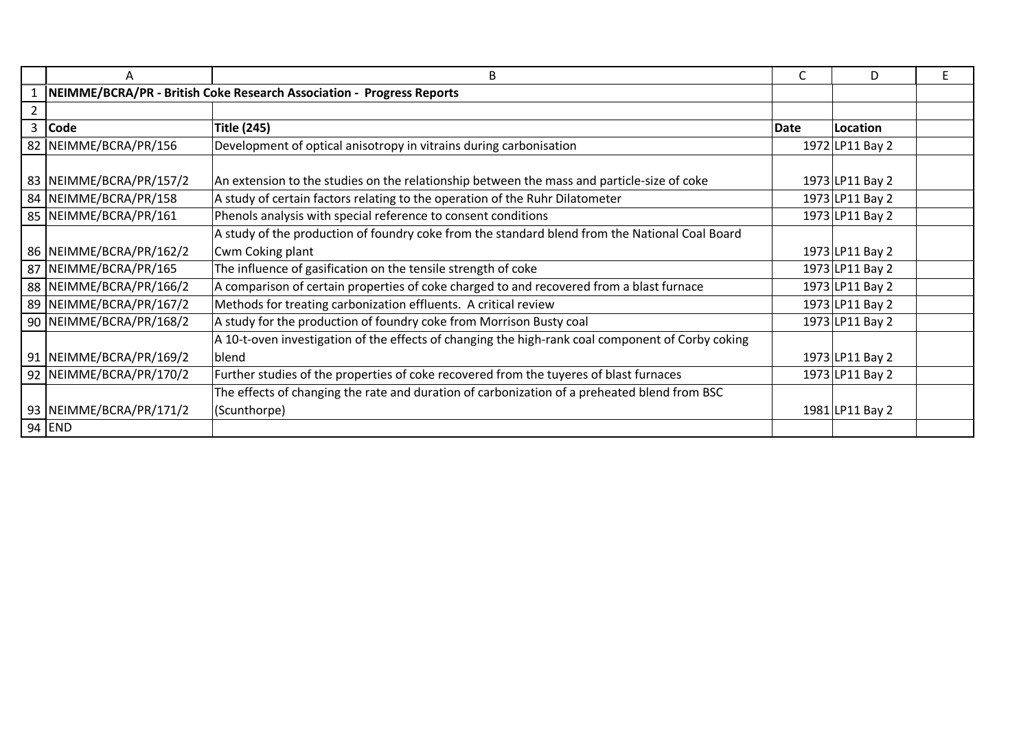| | A | B | C | D | E |
|---|---|---|---|---|---|
| 1 | **NEIMME/BCRA/PR - British Coke Research Association - Progress Reports** | | | | |
| 2 | | | | | |
| 3 | **Code** | **Title (245)** | **Date** | **Location** | |
| 82 | NEIMME/BCRA/PR/156 | Development of optical anisotropy in vitrains during carbonisation | 1972 | LP11 Bay 2 | |
| 83 | NEIMME/BCRA/PR/157/2 | An extension to the studies on the relationship between the mass and particle-size of coke | 1973 | LP11 Bay 2 | |
| 84 | NEIMME/BCRA/PR/158 | A study of certain factors relating to the operation of the Ruhr Dilatometer | 1973 | LP11 Bay 2 | |
| 85 | NEIMME/BCRA/PR/161 | Phenols analysis with special reference to consent conditions | 1973 | LP11 Bay 2 | |
| 86 | NEIMME/BCRA/PR/162/2 | A study of the production of foundry coke from the standard blend from the National Coal Board Cwm Coking plant | 1973 | LP11 Bay 2 | |
| 87 | NEIMME/BCRA/PR/165 | The influence of gasification on the tensile strength of coke | 1973 | LP11 Bay 2 | |
| 88 | NEIMME/BCRA/PR/166/2 | A comparison of certain properties of coke charged to and recovered from a blast furnace | 1973 | LP11 Bay 2 | |
| 89 | NEIMME/BCRA/PR/167/2 | Methods for treating carbonization effluents. A critical review | 1973 | LP11 Bay 2 | |
| 90 | NEIMME/BCRA/PR/168/2 | A study for the production of foundry coke from Morrison Busty coal | 1973 | LP11 Bay 2 | |
| 91 | NEIMME/BCRA/PR/169/2 | A 10-t-oven investigation of the effects of changing the high-rank coal component of Corby coking blend | 1973 | LP11 Bay 2 | |
| 92 | NEIMME/BCRA/PR/170/2 | Further studies of the properties of coke recovered from the tuyeres of blast furnaces | 1973 | LP11 Bay 2 | |
| 93 | NEIMME/BCRA/PR/171/2 | The effects of changing the rate and duration of carbonization of a preheated blend from BSC (Scunthorpe) | 1981 | LP11 Bay 2 | |
| 94 | END | | | | |